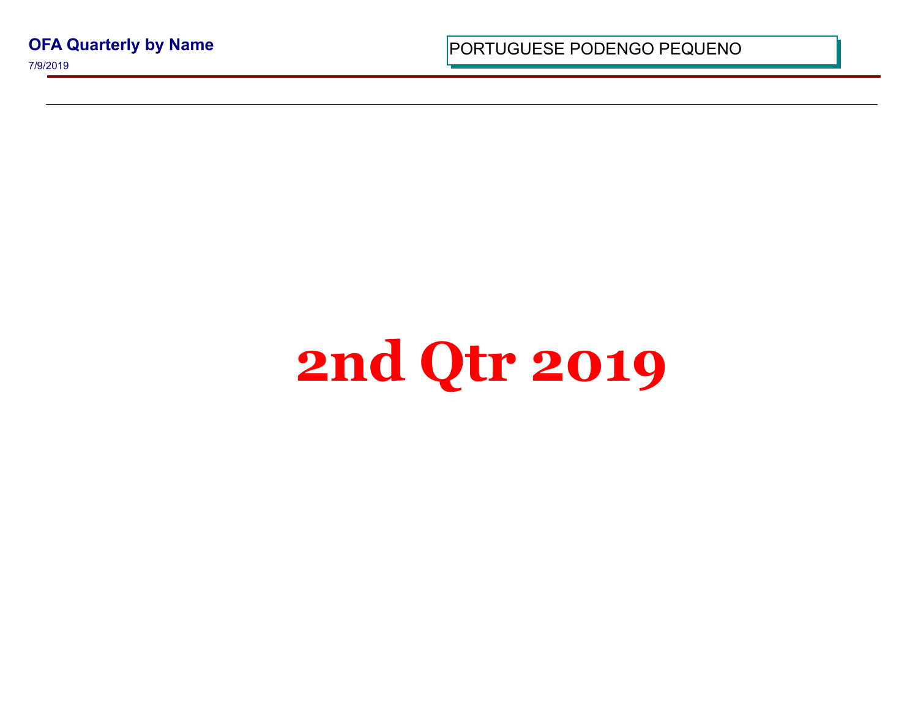**OFA Quarterly by Name**

7/9/2019

PORTUGUESE PODENGO PEQUENO

# 2nd Qtr 2019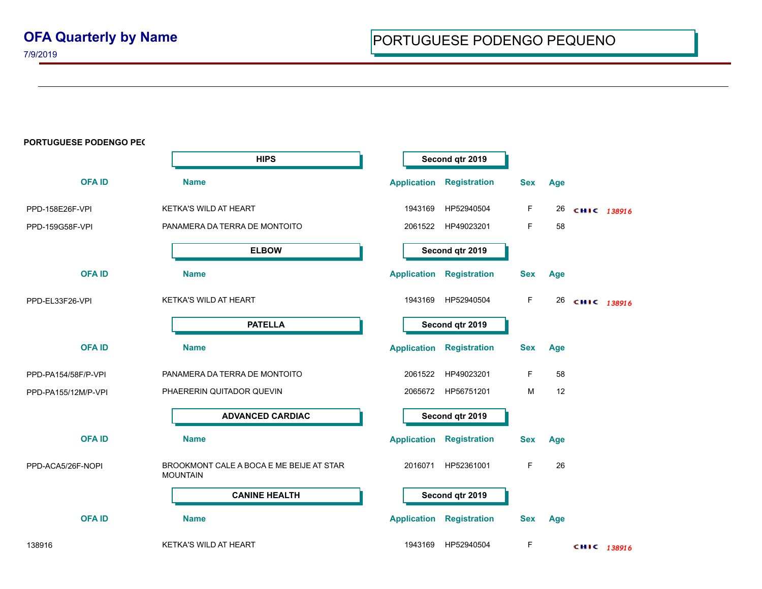# OFA Quarterly by Name

7/9/2019

PORTUGUESE PODENGO PEQUENO

**PORTUGUESE PODENGO PEC**

**HIPS** — **Second qtr 2019**

| OFA ID | Name | Application | Registration | Sex | Age | |
|---|---|---|---|---|---|---|
| PPD-158E26F-VPI | KETKA'S WILD AT HEART | 1943169 | HP52940504 | F | 26 | CHIC *138916* |
| PPD-159G58F-VPI | PANAMERA DA TERRA DE MONTOITO | 2061522 | HP49023201 | F | 58 | |

**ELBOW** — **Second qtr 2019**

| OFA ID | Name | Application | Registration | Sex | Age | |
|---|---|---|---|---|---|---|
| PPD-EL33F26-VPI | KETKA'S WILD AT HEART | 1943169 | HP52940504 | F | 26 | CHIC *138916* |

**PATELLA** — **Second qtr 2019**

| OFA ID | Name | Application | Registration | Sex | Age |
|---|---|---|---|---|---|
| PPD-PA154/58F/P-VPI | PANAMERA DA TERRA DE MONTOITO | 2061522 | HP49023201 | F | 58 |
| PPD-PA155/12M/P-VPI | PHAERERIN QUITADOR QUEVIN | 2065672 | HP56751201 | M | 12 |

**ADVANCED CARDIAC** — **Second qtr 2019**

| OFA ID | Name | Application | Registration | Sex | Age |
|---|---|---|---|---|---|
| PPD-ACA5/26F-NOPI | BROOKMONT CALE A BOCA E ME BEIJE AT STAR MOUNTAIN | 2016071 | HP52361001 | F | 26 |

**CANINE HEALTH** — **Second qtr 2019**

| OFA ID | Name | Application | Registration | Sex | Age | |
|---|---|---|---|---|---|---|
| 138916 | KETKA'S WILD AT HEART | 1943169 | HP52940504 | F | | CHIC *138916* |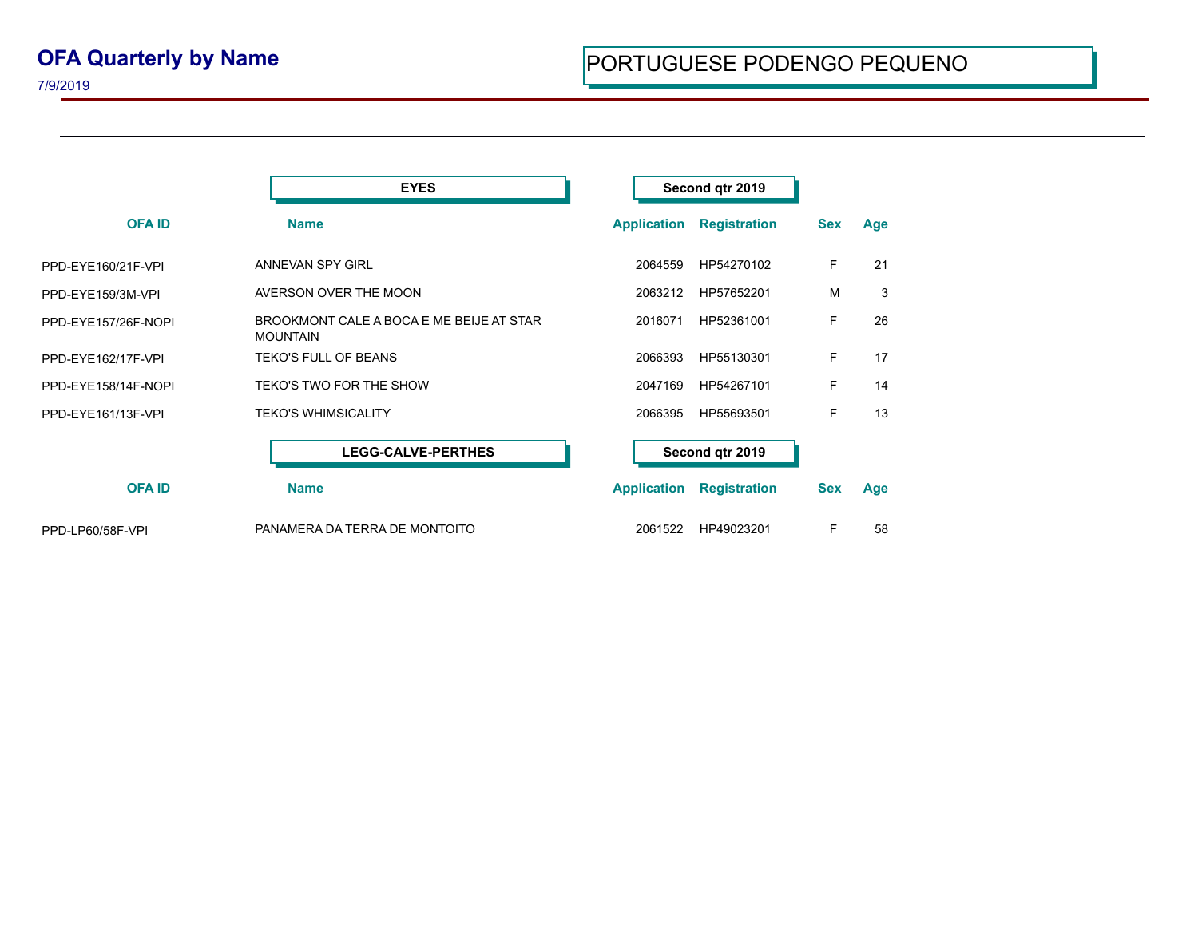# OFA Quarterly by Name

7/9/2019

## PORTUGUESE PODENGO PEQUENO

### EYES — Second qtr 2019

| OFA ID | Name | Application | Registration | Sex | Age |
|---|---|---|---|---|---|
| PPD-EYE160/21F-VPI | ANNEVAN SPY GIRL | 2064559 | HP54270102 | F | 21 |
| PPD-EYE159/3M-VPI | AVERSON OVER THE MOON | 2063212 | HP57652201 | M | 3 |
| PPD-EYE157/26F-NOPI | BROOKMONT CALE A BOCA E ME BEIJE AT STAR MOUNTAIN | 2016071 | HP52361001 | F | 26 |
| PPD-EYE162/17F-VPI | TEKO'S FULL OF BEANS | 2066393 | HP55130301 | F | 17 |
| PPD-EYE158/14F-NOPI | TEKO'S TWO FOR THE SHOW | 2047169 | HP54267101 | F | 14 |
| PPD-EYE161/13F-VPI | TEKO'S WHIMSICALITY | 2066395 | HP55693501 | F | 13 |

### LEGG-CALVE-PERTHES — Second qtr 2019

| OFA ID | Name | Application | Registration | Sex | Age |
|---|---|---|---|---|---|
| PPD-LP60/58F-VPI | PANAMERA DA TERRA DE MONTOITO | 2061522 | HP49023201 | F | 58 |